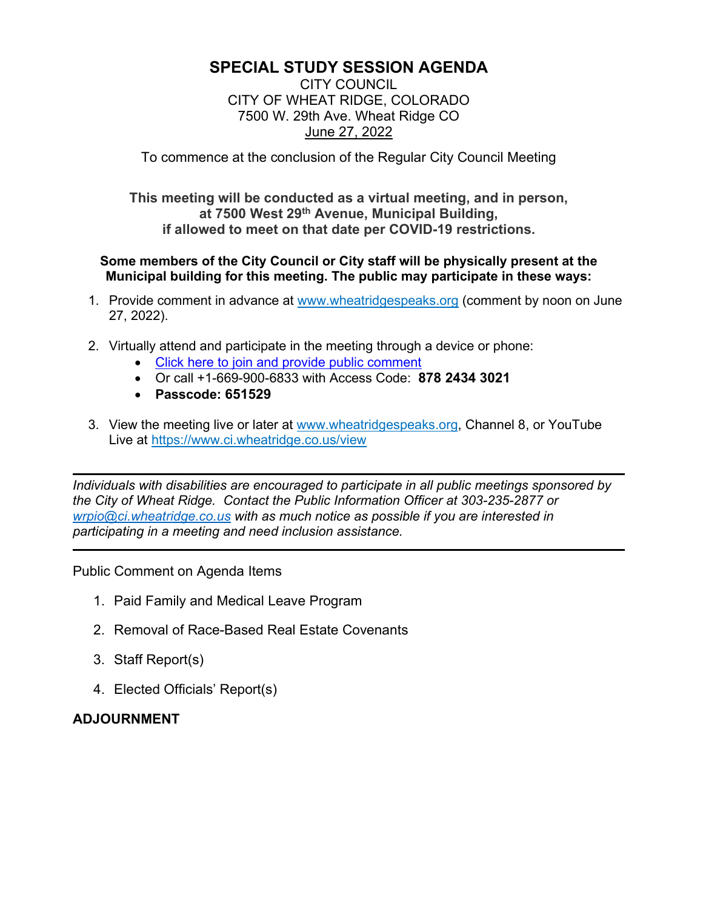# SPECIAL STUDY SESSION AGENDA

CITY COUNCIL
CITY OF WHEAT RIDGE, COLORADO
7500 W. 29th Ave. Wheat Ridge CO
June 27, 2022

To commence at the conclusion of the Regular City Council Meeting

**This meeting will be conducted as a virtual meeting, and in person, at 7500 West 29th Avenue, Municipal Building, if allowed to meet on that date per COVID-19 restrictions.**

**Some members of the City Council or City staff will be physically present at the Municipal building for this meeting. The public may participate in these ways:**

1. Provide comment in advance at www.wheatridgespeaks.org (comment by noon on June 27, 2022).
2. Virtually attend and participate in the meeting through a device or phone:
   - Click here to join and provide public comment
   - Or call +1-669-900-6833 with Access Code: **878 2434 3021**
   - **Passcode: 651529**
3. View the meeting live or later at www.wheatridgespeaks.org, Channel 8, or YouTube Live at https://www.ci.wheatridge.co.us/view

---

*Individuals with disabilities are encouraged to participate in all public meetings sponsored by the City of Wheat Ridge. Contact the Public Information Officer at 303-235-2877 or wrpio@ci.wheatridge.co.us with as much notice as possible if you are interested in participating in a meeting and need inclusion assistance.*

---

Public Comment on Agenda Items

1. Paid Family and Medical Leave Program
2. Removal of Race-Based Real Estate Covenants
3. Staff Report(s)
4. Elected Officials' Report(s)

**ADJOURNMENT**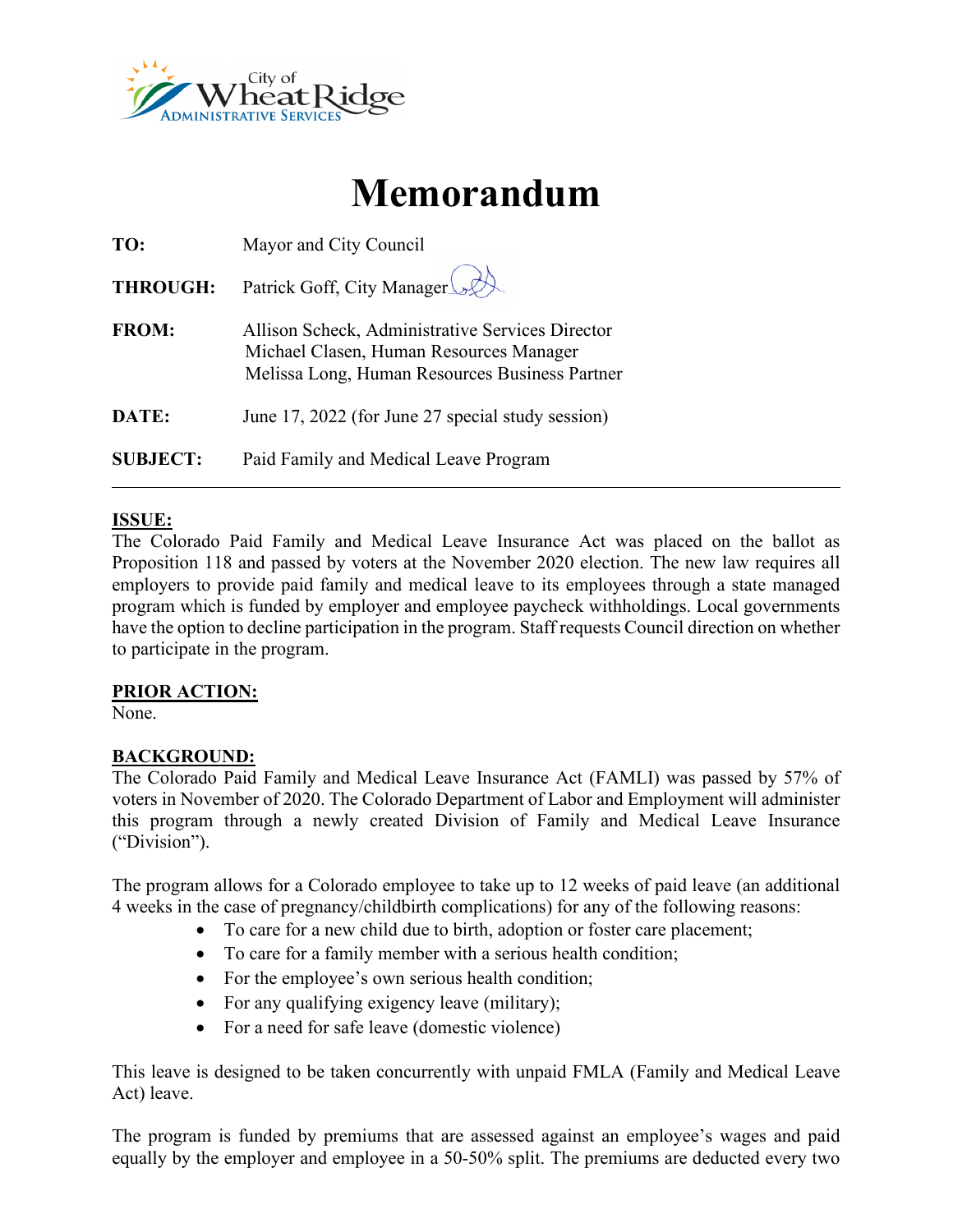# Memorandum

| | |
|---|---|
| **TO:** | Mayor and City Council |
| **THROUGH:** | Patrick Goff, City Manager |
| **FROM:** | Allison Scheck, Administrative Services Director<br>Michael Clasen, Human Resources Manager<br>Melissa Long, Human Resources Business Partner |
| **DATE:** | June 17, 2022 (for June 27 special study session) |
| **SUBJECT:** | Paid Family and Medical Leave Program |

**ISSUE:**

The Colorado Paid Family and Medical Leave Insurance Act was placed on the ballot as Proposition 118 and passed by voters at the November 2020 election. The new law requires all employers to provide paid family and medical leave to its employees through a state managed program which is funded by employer and employee paycheck withholdings. Local governments have the option to decline participation in the program. Staff requests Council direction on whether to participate in the program.

**PRIOR ACTION:**

None.

**BACKGROUND:**

The Colorado Paid Family and Medical Leave Insurance Act (FAMLI) was passed by 57% of voters in November of 2020. The Colorado Department of Labor and Employment will administer this program through a newly created Division of Family and Medical Leave Insurance ("Division").

The program allows for a Colorado employee to take up to 12 weeks of paid leave (an additional 4 weeks in the case of pregnancy/childbirth complications) for any of the following reasons:

- To care for a new child due to birth, adoption or foster care placement;
- To care for a family member with a serious health condition;
- For the employee's own serious health condition;
- For any qualifying exigency leave (military);
- For a need for safe leave (domestic violence)

This leave is designed to be taken concurrently with unpaid FMLA (Family and Medical Leave Act) leave.

The program is funded by premiums that are assessed against an employee's wages and paid equally by the employer and employee in a 50-50% split. The premiums are deducted every two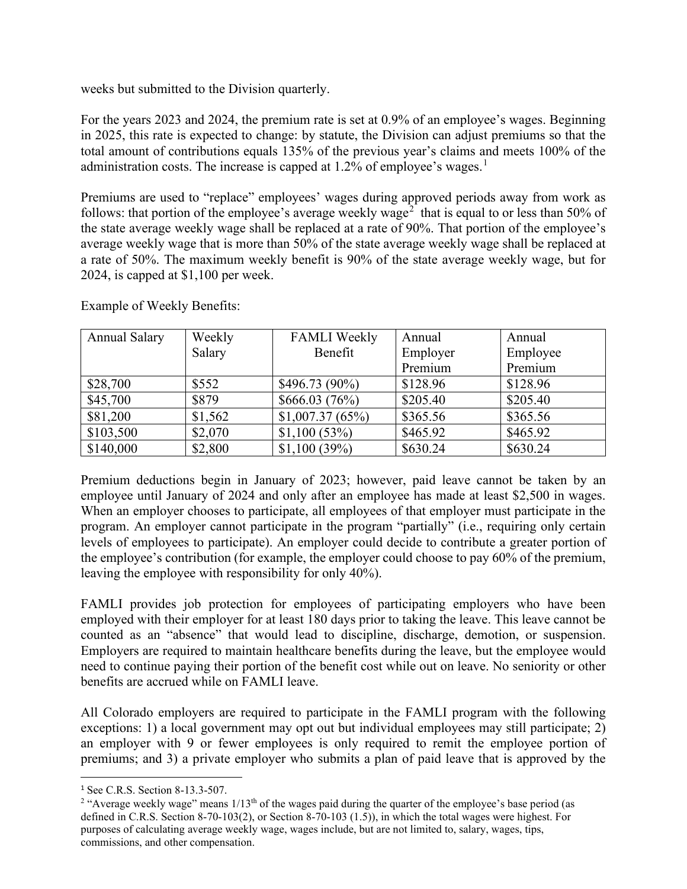weeks but submitted to the Division quarterly.

For the years 2023 and 2024, the premium rate is set at 0.9% of an employee's wages. Beginning in 2025, this rate is expected to change: by statute, the Division can adjust premiums so that the total amount of contributions equals 135% of the previous year's claims and meets 100% of the administration costs. The increase is capped at 1.2% of employee's wages.[1]

Premiums are used to "replace" employees' wages during approved periods away from work as follows: that portion of the employee's average weekly wage[2] that is equal to or less than 50% of the state average weekly wage shall be replaced at a rate of 90%. That portion of the employee's average weekly wage that is more than 50% of the state average weekly wage shall be replaced at a rate of 50%. The maximum weekly benefit is 90% of the state average weekly wage, but for 2024, is capped at $1,100 per week.

Example of Weekly Benefits:

| Annual Salary | Weekly Salary | FAMLI Weekly Benefit | Annual Employer Premium | Annual Employee Premium |
|---|---|---|---|---|
| $28,700 | $552 | $496.73 (90%) | $128.96 | $128.96 |
| $45,700 | $879 | $666.03 (76%) | $205.40 | $205.40 |
| $81,200 | $1,562 | $1,007.37 (65%) | $365.56 | $365.56 |
| $103,500 | $2,070 | $1,100 (53%) | $465.92 | $465.92 |
| $140,000 | $2,800 | $1,100 (39%) | $630.24 | $630.24 |

Premium deductions begin in January of 2023; however, paid leave cannot be taken by an employee until January of 2024 and only after an employee has made at least $2,500 in wages. When an employer chooses to participate, all employees of that employer must participate in the program. An employer cannot participate in the program "partially" (i.e., requiring only certain levels of employees to participate). An employer could decide to contribute a greater portion of the employee's contribution (for example, the employer could choose to pay 60% of the premium, leaving the employee with responsibility for only 40%).

FAMLI provides job protection for employees of participating employers who have been employed with their employer for at least 180 days prior to taking the leave. This leave cannot be counted as an "absence" that would lead to discipline, discharge, demotion, or suspension. Employers are required to maintain healthcare benefits during the leave, but the employee would need to continue paying their portion of the benefit cost while out on leave. No seniority or other benefits are accrued while on FAMLI leave.

All Colorado employers are required to participate in the FAMLI program with the following exceptions: 1) a local government may opt out but individual employees may still participate; 2) an employer with 9 or fewer employees is only required to remit the employee portion of premiums; and 3) a private employer who submits a plan of paid leave that is approved by the

---

[1] See C.R.S. Section 8-13.3-507.

[2] "Average weekly wage" means 1/13th of the wages paid during the quarter of the employee's base period (as defined in C.R.S. Section 8-70-103(2), or Section 8-70-103 (1.5)), in which the total wages were highest. For purposes of calculating average weekly wage, wages include, but are not limited to, salary, wages, tips, commissions, and other compensation.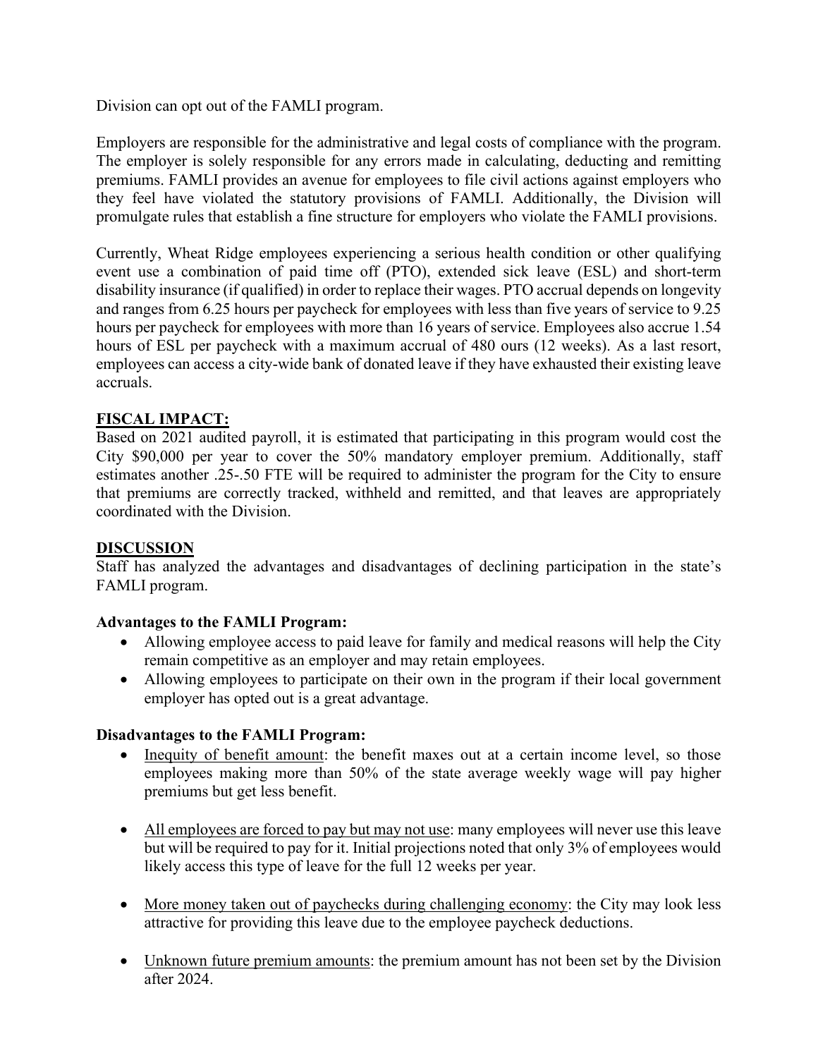Division can opt out of the FAMLI program.

Employers are responsible for the administrative and legal costs of compliance with the program. The employer is solely responsible for any errors made in calculating, deducting and remitting premiums. FAMLI provides an avenue for employees to file civil actions against employers who they feel have violated the statutory provisions of FAMLI. Additionally, the Division will promulgate rules that establish a fine structure for employers who violate the FAMLI provisions.

Currently, Wheat Ridge employees experiencing a serious health condition or other qualifying event use a combination of paid time off (PTO), extended sick leave (ESL) and short-term disability insurance (if qualified) in order to replace their wages. PTO accrual depends on longevity and ranges from 6.25 hours per paycheck for employees with less than five years of service to 9.25 hours per paycheck for employees with more than 16 years of service. Employees also accrue 1.54 hours of ESL per paycheck with a maximum accrual of 480 ours (12 weeks). As a last resort, employees can access a city-wide bank of donated leave if they have exhausted their existing leave accruals.

**FISCAL IMPACT:**

Based on 2021 audited payroll, it is estimated that participating in this program would cost the City $90,000 per year to cover the 50% mandatory employer premium. Additionally, staff estimates another .25-.50 FTE will be required to administer the program for the City to ensure that premiums are correctly tracked, withheld and remitted, and that leaves are appropriately coordinated with the Division.

**DISCUSSION**

Staff has analyzed the advantages and disadvantages of declining participation in the state's FAMLI program.

**Advantages to the FAMLI Program:**

- Allowing employee access to paid leave for family and medical reasons will help the City remain competitive as an employer and may retain employees.
- Allowing employees to participate on their own in the program if their local government employer has opted out is a great advantage.

**Disadvantages to the FAMLI Program:**

- Inequity of benefit amount: the benefit maxes out at a certain income level, so those employees making more than 50% of the state average weekly wage will pay higher premiums but get less benefit.
- All employees are forced to pay but may not use: many employees will never use this leave but will be required to pay for it. Initial projections noted that only 3% of employees would likely access this type of leave for the full 12 weeks per year.
- More money taken out of paychecks during challenging economy: the City may look less attractive for providing this leave due to the employee paycheck deductions.
- Unknown future premium amounts: the premium amount has not been set by the Division after 2024.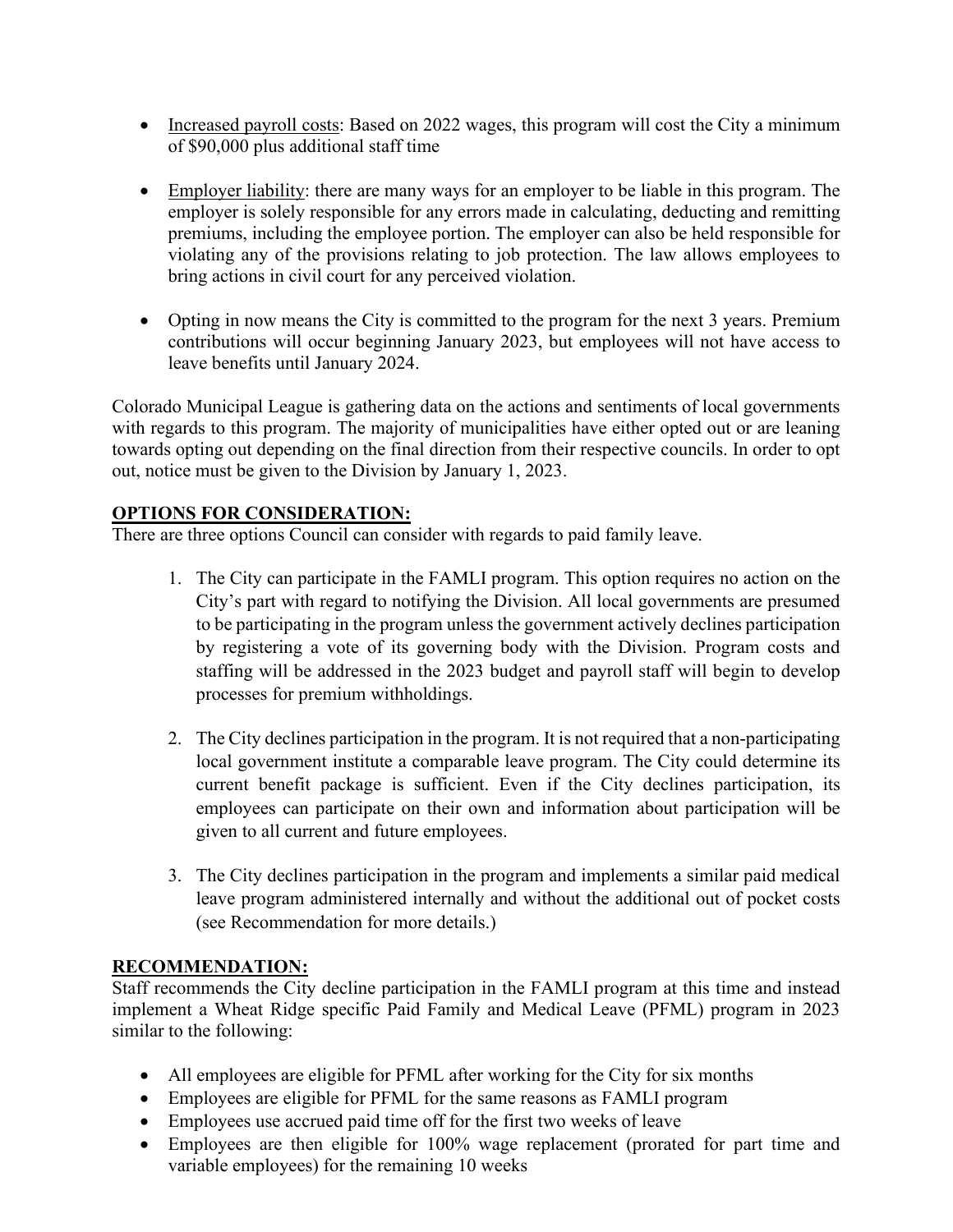- Increased payroll costs: Based on 2022 wages, this program will cost the City a minimum of $90,000 plus additional staff time

- Employer liability: there are many ways for an employer to be liable in this program. The employer is solely responsible for any errors made in calculating, deducting and remitting premiums, including the employee portion. The employer can also be held responsible for violating any of the provisions relating to job protection. The law allows employees to bring actions in civil court for any perceived violation.

- Opting in now means the City is committed to the program for the next 3 years. Premium contributions will occur beginning January 2023, but employees will not have access to leave benefits until January 2024.

Colorado Municipal League is gathering data on the actions and sentiments of local governments with regards to this program. The majority of municipalities have either opted out or are leaning towards opting out depending on the final direction from their respective councils. In order to opt out, notice must be given to the Division by January 1, 2023.

## OPTIONS FOR CONSIDERATION:

There are three options Council can consider with regards to paid family leave.

1. The City can participate in the FAMLI program. This option requires no action on the City's part with regard to notifying the Division. All local governments are presumed to be participating in the program unless the government actively declines participation by registering a vote of its governing body with the Division. Program costs and staffing will be addressed in the 2023 budget and payroll staff will begin to develop processes for premium withholdings.

2. The City declines participation in the program. It is not required that a non-participating local government institute a comparable leave program. The City could determine its current benefit package is sufficient. Even if the City declines participation, its employees can participate on their own and information about participation will be given to all current and future employees.

3. The City declines participation in the program and implements a similar paid medical leave program administered internally and without the additional out of pocket costs (see Recommendation for more details.)

## RECOMMENDATION:

Staff recommends the City decline participation in the FAMLI program at this time and instead implement a Wheat Ridge specific Paid Family and Medical Leave (PFML) program in 2023 similar to the following:

- All employees are eligible for PFML after working for the City for six months
- Employees are eligible for PFML for the same reasons as FAMLI program
- Employees use accrued paid time off for the first two weeks of leave
- Employees are then eligible for 100% wage replacement (prorated for part time and variable employees) for the remaining 10 weeks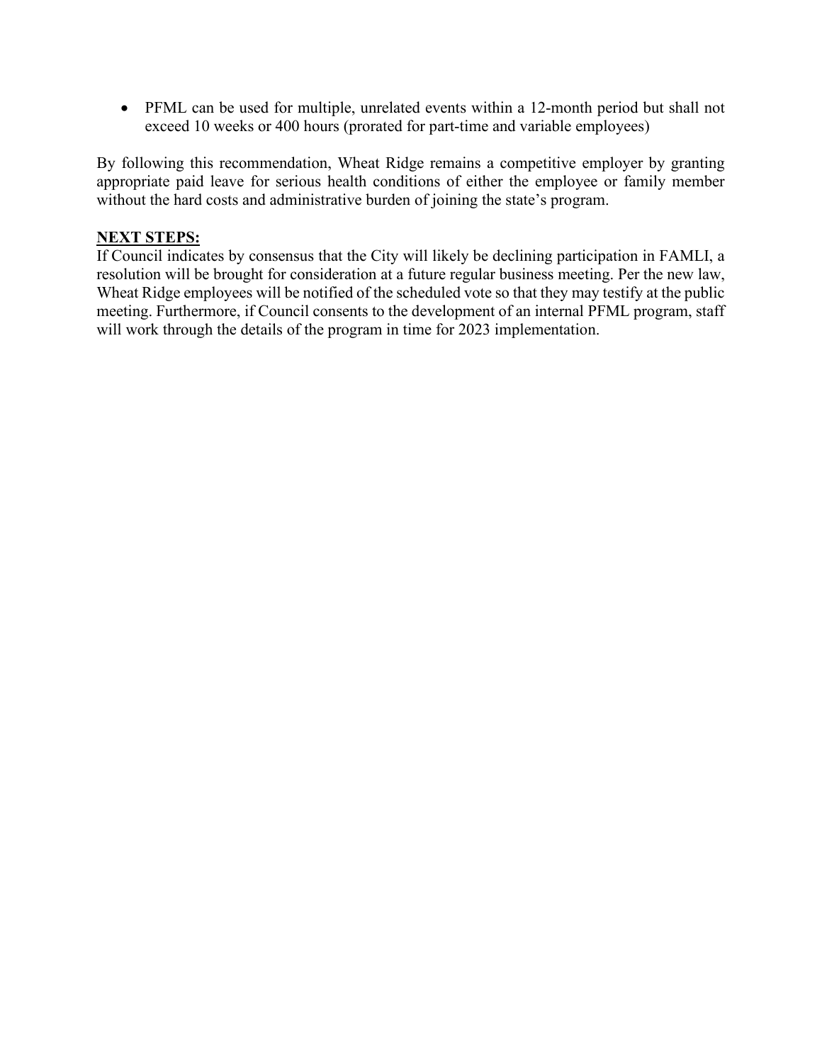- PFML can be used for multiple, unrelated events within a 12-month period but shall not exceed 10 weeks or 400 hours (prorated for part-time and variable employees)

By following this recommendation, Wheat Ridge remains a competitive employer by granting appropriate paid leave for serious health conditions of either the employee or family member without the hard costs and administrative burden of joining the state's program.

**NEXT STEPS:**

If Council indicates by consensus that the City will likely be declining participation in FAMLI, a resolution will be brought for consideration at a future regular business meeting. Per the new law, Wheat Ridge employees will be notified of the scheduled vote so that they may testify at the public meeting. Furthermore, if Council consents to the development of an internal PFML program, staff will work through the details of the program in time for 2023 implementation.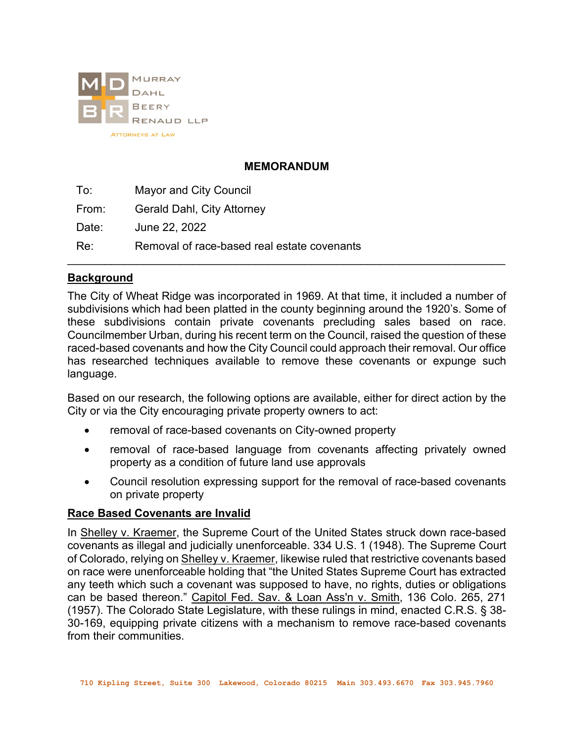Murray Dahl Beery Renaud LLP

Attorneys at Law

**MEMORANDUM**

| | |
|---|---|
| To: | Mayor and City Council |
| From: | Gerald Dahl, City Attorney |
| Date: | June 22, 2022 |
| Re: | Removal of race-based real estate covenants |

---

## Background

The City of Wheat Ridge was incorporated in 1969. At that time, it included a number of subdivisions which had been platted in the county beginning around the 1920's. Some of these subdivisions contain private covenants precluding sales based on race. Councilmember Urban, during his recent term on the Council, raised the question of these raced-based covenants and how the City Council could approach their removal. Our office has researched techniques available to remove these covenants or expunge such language.

Based on our research, the following options are available, either for direct action by the City or via the City encouraging private property owners to act:

- removal of race-based covenants on City-owned property
- removal of race-based language from covenants affecting privately owned property as a condition of future land use approvals
- Council resolution expressing support for the removal of race-based covenants on private property

## Race Based Covenants are Invalid

In Shelley v. Kraemer, the Supreme Court of the United States struck down race-based covenants as illegal and judicially unenforceable. 334 U.S. 1 (1948). The Supreme Court of Colorado, relying on Shelley v. Kraemer, likewise ruled that restrictive covenants based on race were unenforceable holding that "the United States Supreme Court has extracted any teeth which such a covenant was supposed to have, no rights, duties or obligations can be based thereon." Capitol Fed. Sav. & Loan Ass'n v. Smith, 136 Colo. 265, 271 (1957). The Colorado State Legislature, with these rulings in mind, enacted C.R.S. § 38-30-169, equipping private citizens with a mechanism to remove race-based covenants from their communities.

710 Kipling Street, Suite 300 Lakewood, Colorado 80215 Main 303.493.6670 Fax 303.945.7960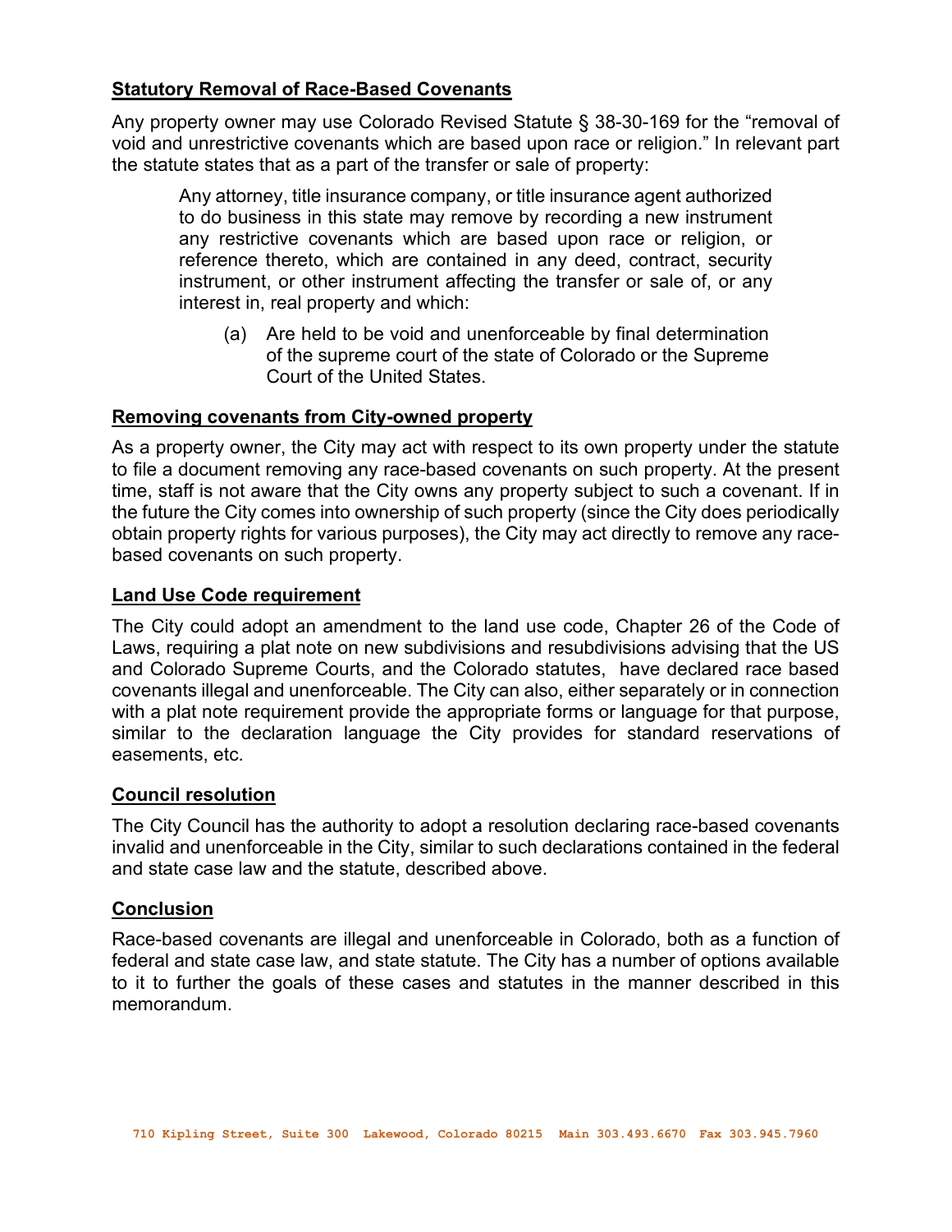**Statutory Removal of Race-Based Covenants**

Any property owner may use Colorado Revised Statute § 38-30-169 for the "removal of void and unrestrictive covenants which are based upon race or religion." In relevant part the statute states that as a part of the transfer or sale of property:

> Any attorney, title insurance company, or title insurance agent authorized to do business in this state may remove by recording a new instrument any restrictive covenants which are based upon race or religion, or reference thereto, which are contained in any deed, contract, security instrument, or other instrument affecting the transfer or sale of, or any interest in, real property and which:
>
> (a) Are held to be void and unenforceable by final determination of the supreme court of the state of Colorado or the Supreme Court of the United States.

**Removing covenants from City-owned property**

As a property owner, the City may act with respect to its own property under the statute to file a document removing any race-based covenants on such property. At the present time, staff is not aware that the City owns any property subject to such a covenant. If in the future the City comes into ownership of such property (since the City does periodically obtain property rights for various purposes), the City may act directly to remove any race-based covenants on such property.

**Land Use Code requirement**

The City could adopt an amendment to the land use code, Chapter 26 of the Code of Laws, requiring a plat note on new subdivisions and resubdivisions advising that the US and Colorado Supreme Courts, and the Colorado statutes, have declared race based covenants illegal and unenforceable. The City can also, either separately or in connection with a plat note requirement provide the appropriate forms or language for that purpose, similar to the declaration language the City provides for standard reservations of easements, etc.

**Council resolution**

The City Council has the authority to adopt a resolution declaring race-based covenants invalid and unenforceable in the City, similar to such declarations contained in the federal and state case law and the statute, described above.

**Conclusion**

Race-based covenants are illegal and unenforceable in Colorado, both as a function of federal and state case law, and state statute. The City has a number of options available to it to further the goals of these cases and statutes in the manner described in this memorandum.

710 Kipling Street, Suite 300 Lakewood, Colorado 80215 Main 303.493.6670 Fax 303.945.7960